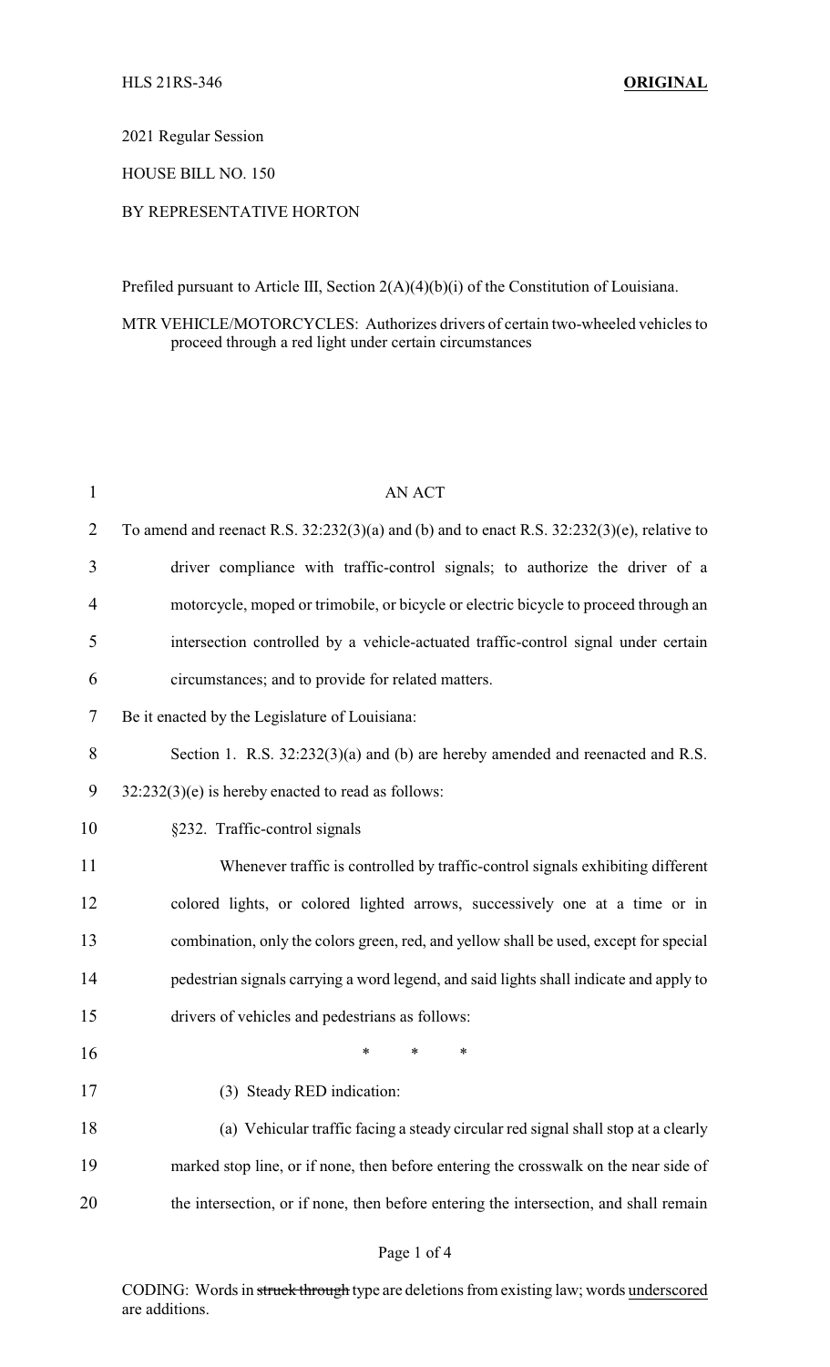HLS 21RS-346 **ORIGINAL**

2021 Regular Session

HOUSE BILL NO. 150

BY REPRESENTATIVE HORTON

Prefiled pursuant to Article III, Section 2(A)(4)(b)(i) of the Constitution of Louisiana.

MTR VEHICLE/MOTORCYCLES: Authorizes drivers of certain two-wheeled vehicles to proceed through a red light under certain circumstances

AN ACT

To amend and reenact R.S. 32:232(3)(a) and (b) and to enact R.S. 32:232(3)(e), relative to driver compliance with traffic-control signals; to authorize the driver of a motorcycle, moped or trimobile, or bicycle or electric bicycle to proceed through an intersection controlled by a vehicle-actuated traffic-control signal under certain circumstances; and to provide for related matters.

Be it enacted by the Legislature of Louisiana:

Section 1. R.S. 32:232(3)(a) and (b) are hereby amended and reenacted and R.S. 32:232(3)(e) is hereby enacted to read as follows:

§232. Traffic-control signals

Whenever traffic is controlled by traffic-control signals exhibiting different colored lights, or colored lighted arrows, successively one at a time or in combination, only the colors green, red, and yellow shall be used, except for special pedestrian signals carrying a word legend, and said lights shall indicate and apply to drivers of vehicles and pedestrians as follows:

\* \* \*

(3) Steady RED indication:

(a) Vehicular traffic facing a steady circular red signal shall stop at a clearly marked stop line, or if none, then before entering the crosswalk on the near side of the intersection, or if none, then before entering the intersection, and shall remain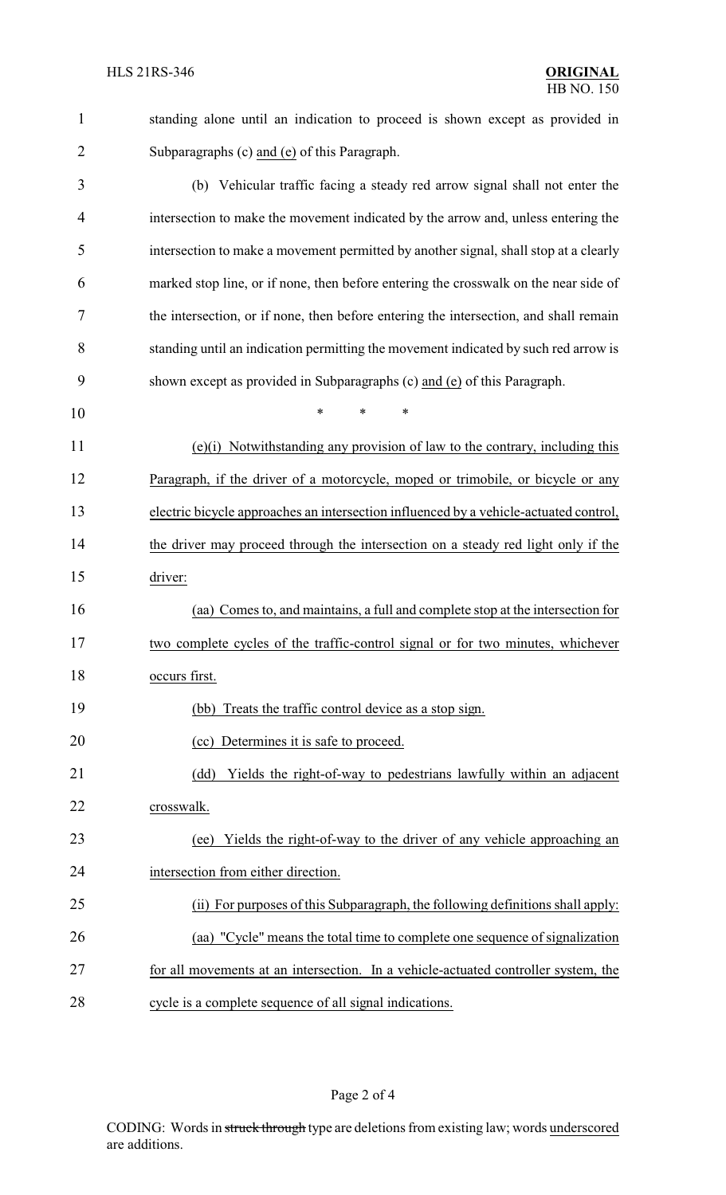standing alone until an indication to proceed is shown except as provided in Subparagraphs (c) and (e) of this Paragraph.

(b) Vehicular traffic facing a steady red arrow signal shall not enter the intersection to make the movement indicated by the arrow and, unless entering the intersection to make a movement permitted by another signal, shall stop at a clearly marked stop line, or if none, then before entering the crosswalk on the near side of the intersection, or if none, then before entering the intersection, and shall remain standing until an indication permitting the movement indicated by such red arrow is shown except as provided in Subparagraphs (c) and (e) of this Paragraph.

\* \* \*

(e)(i) Notwithstanding any provision of law to the contrary, including this Paragraph, if the driver of a motorcycle, moped or trimobile, or bicycle or any electric bicycle approaches an intersection influenced by a vehicle-actuated control, the driver may proceed through the intersection on a steady red light only if the driver:

(aa) Comes to, and maintains, a full and complete stop at the intersection for two complete cycles of the traffic-control signal or for two minutes, whichever occurs first.

(bb) Treats the traffic control device as a stop sign.

(cc) Determines it is safe to proceed.

(dd) Yields the right-of-way to pedestrians lawfully within an adjacent crosswalk.

(ee) Yields the right-of-way to the driver of any vehicle approaching an intersection from either direction.

(ii) For purposes of this Subparagraph, the following definitions shall apply:

(aa) "Cycle" means the total time to complete one sequence of signalization for all movements at an intersection. In a vehicle-actuated controller system, the cycle is a complete sequence of all signal indications.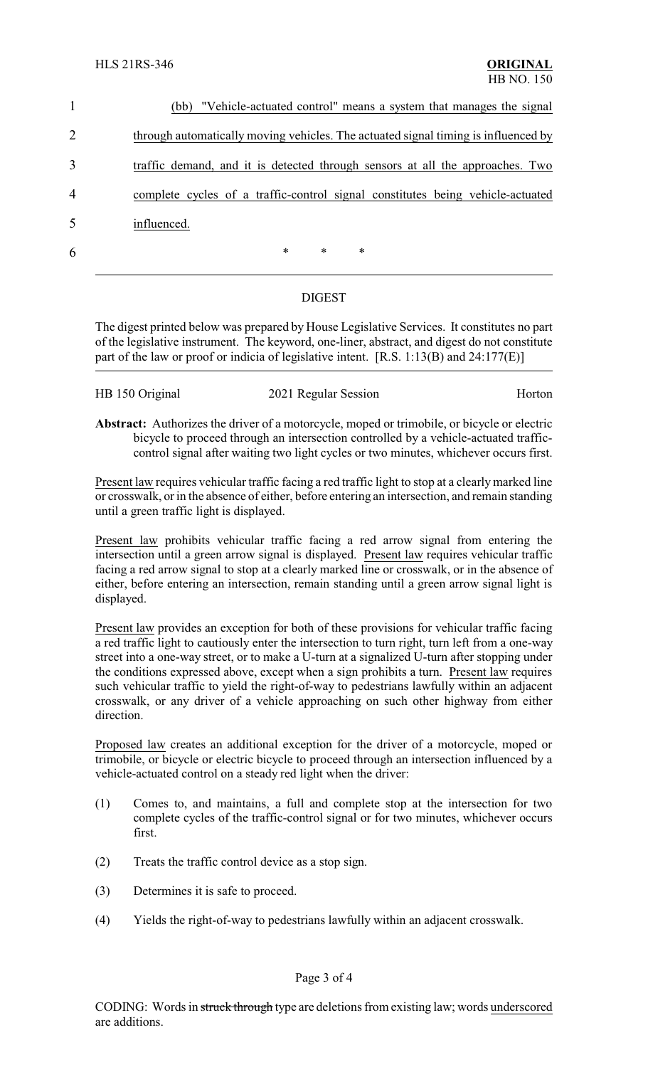(bb) <u>"Vehicle-actuated control" means a system that manages the signal through automatically moving vehicles. The actuated signal timing is influenced by traffic demand, and it is detected through sensors at all the approaches. Two complete cycles of a traffic-control signal constitutes being vehicle-actuated influenced.</u>

\* \* \*

## DIGEST

The digest printed below was prepared by House Legislative Services. It constitutes no part of the legislative instrument. The keyword, one-liner, abstract, and digest do not constitute part of the law or proof or indicia of legislative intent. [R.S. 1:13(B) and 24:177(E)]

HB 150 Original | 2021 Regular Session | Horton

**Abstract:** Authorizes the driver of a motorcycle, moped or trimobile, or bicycle or electric bicycle to proceed through an intersection controlled by a vehicle-actuated traffic-control signal after waiting two light cycles or two minutes, whichever occurs first.

<u>Present law</u> requires vehicular traffic facing a red traffic light to stop at a clearly marked line or crosswalk, or in the absence of either, before entering an intersection, and remain standing until a green traffic light is displayed.

<u>Present law</u> prohibits vehicular traffic facing a red arrow signal from entering the intersection until a green arrow signal is displayed. <u>Present law</u> requires vehicular traffic facing a red arrow signal to stop at a clearly marked line or crosswalk, or in the absence of either, before entering an intersection, remain standing until a green arrow signal light is displayed.

<u>Present law</u> provides an exception for both of these provisions for vehicular traffic facing a red traffic light to cautiously enter the intersection to turn right, turn left from a one-way street into a one-way street, or to make a U-turn at a signalized U-turn after stopping under the conditions expressed above, except when a sign prohibits a turn. <u>Present law</u> requires such vehicular traffic to yield the right-of-way to pedestrians lawfully within an adjacent crosswalk, or any driver of a vehicle approaching on such other highway from either direction.

<u>Proposed law</u> creates an additional exception for the driver of a motorcycle, moped or trimobile, or bicycle or electric bicycle to proceed through an intersection influenced by a vehicle-actuated control on a steady red light when the driver:

(1) Comes to, and maintains, a full and complete stop at the intersection for two complete cycles of the traffic-control signal or for two minutes, whichever occurs first.

(2) Treats the traffic control device as a stop sign.

(3) Determines it is safe to proceed.

(4) Yields the right-of-way to pedestrians lawfully within an adjacent crosswalk.

CODING: Words in ~~struck through~~ type are deletions from existing law; words <u>underscored</u> are additions.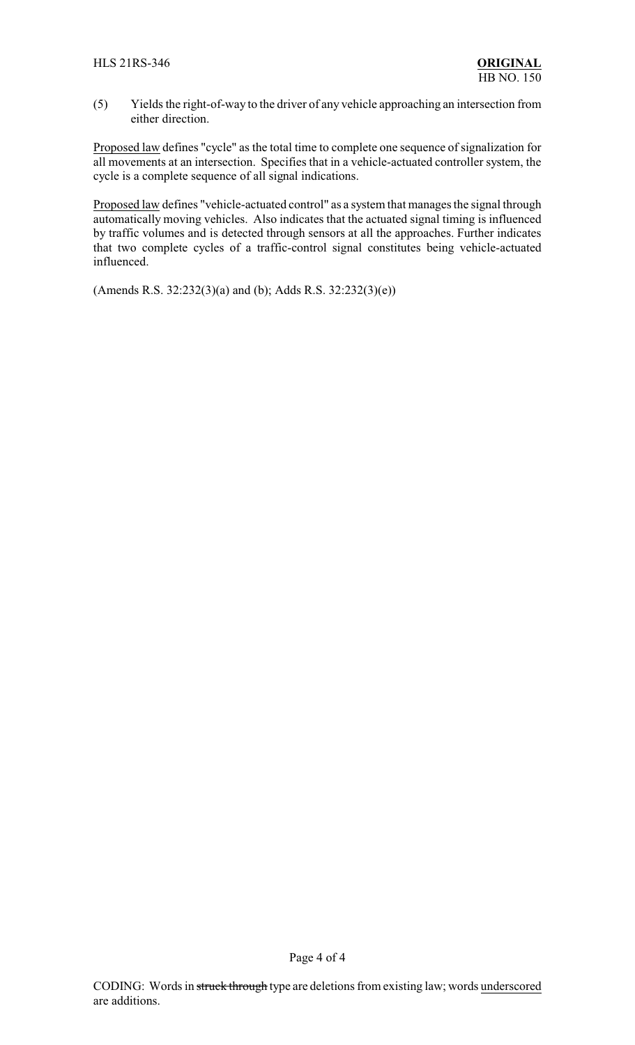(5) Yields the right-of-way to the driver of any vehicle approaching an intersection from either direction.

Proposed law defines "cycle" as the total time to complete one sequence of signalization for all movements at an intersection. Specifies that in a vehicle-actuated controller system, the cycle is a complete sequence of all signal indications.

Proposed law defines "vehicle-actuated control" as a system that manages the signal through automatically moving vehicles. Also indicates that the actuated signal timing is influenced by traffic volumes and is detected through sensors at all the approaches. Further indicates that two complete cycles of a traffic-control signal constitutes being vehicle-actuated influenced.

(Amends R.S. 32:232(3)(a) and (b); Adds R.S. 32:232(3)(e))

CODING: Words in ~~struck through~~ type are deletions from existing law; words underscored are additions.